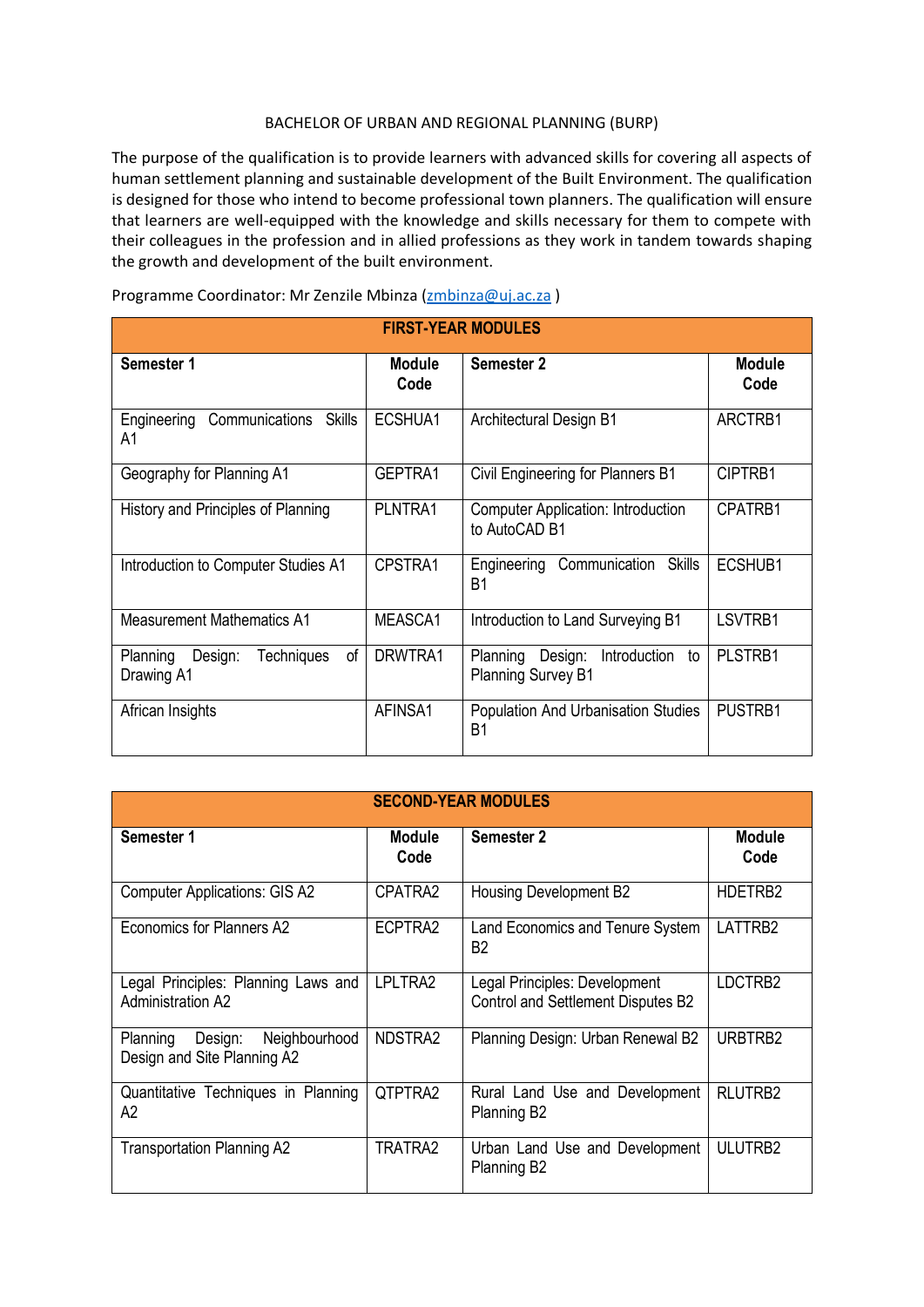# BACHELOR OF URBAN AND REGIONAL PLANNING (BURP)

The purpose of the qualification is to provide learners with advanced skills for covering all aspects of human settlement planning and sustainable development of the Built Environment. The qualification is designed for those who intend to become professional town planners. The qualification will ensure that learners are well-equipped with the knowledge and skills necessary for them to compete with their colleagues in the profession and in allied professions as they work in tandem towards shaping the growth and development of the built environment.

Programme Coordinator: Mr Zenzile Mbinza (zmbinza@uj.ac.za )

| FIRST-YEAR MODULES | | | |
|---|---|---|---|
| **Semester 1** | **Module Code** | **Semester 2** | **Module Code** |
| Engineering Communications Skills A1 | ECSHUA1 | Architectural Design B1 | ARCTRB1 |
| Geography for Planning A1 | GEPTRA1 | Civil Engineering for Planners B1 | CIPTRB1 |
| History and Principles of Planning | PLNTRA1 | Computer Application: Introduction to AutoCAD B1 | CPATRB1 |
| Introduction to Computer Studies A1 | CPSTRA1 | Engineering Communication Skills B1 | ECSHUB1 |
| Measurement Mathematics A1 | MEASCA1 | Introduction to Land Surveying B1 | LSVTRB1 |
| Planning Design: Techniques of Drawing A1 | DRWTRA1 | Planning Design: Introduction to Planning Survey B1 | PLSTRB1 |
| African Insights | AFINSA1 | Population And Urbanisation Studies B1 | PUSTRB1 |

| SECOND-YEAR MODULES | | | |
|---|---|---|---|
| **Semester 1** | **Module Code** | **Semester 2** | **Module Code** |
| Computer Applications: GIS A2 | CPATRA2 | Housing Development B2 | HDETRB2 |
| Economics for Planners A2 | ECPTRA2 | Land Economics and Tenure System B2 | LATTRB2 |
| Legal Principles: Planning Laws and Administration A2 | LPLTRA2 | Legal Principles: Development Control and Settlement Disputes B2 | LDCTRB2 |
| Planning Design: Neighbourhood Design and Site Planning A2 | NDSTRA2 | Planning Design: Urban Renewal B2 | URBTRB2 |
| Quantitative Techniques in Planning A2 | QTPTRA2 | Rural Land Use and Development Planning B2 | RLUTRB2 |
| Transportation Planning A2 | TRATRA2 | Urban Land Use and Development Planning B2 | ULUTRB2 |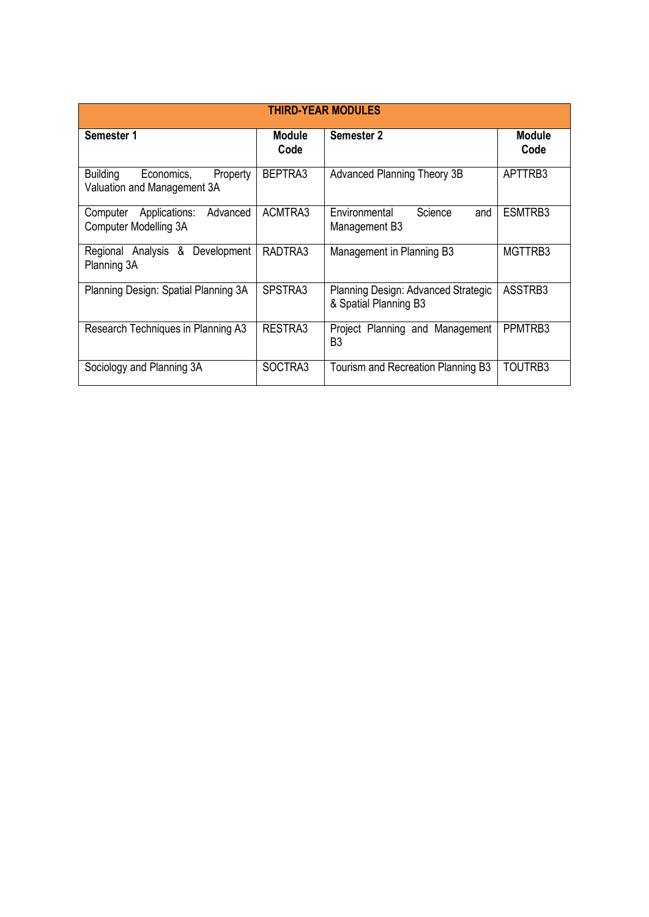| THIRD-YEAR MODULES | | | |
|---|---|---|---|
| **Semester 1** | **Module Code** | **Semester 2** | **Module Code** |
| Building Economics, Property Valuation and Management 3A | BEPTRA3 | Advanced Planning Theory 3B | APTTRB3 |
| Computer Applications: Advanced Computer Modelling 3A | ACMTRA3 | Environmental Science and Management B3 | ESMTRB3 |
| Regional Analysis & Development Planning 3A | RADTRA3 | Management in Planning B3 | MGTTRB3 |
| Planning Design: Spatial Planning 3A | SPSTRA3 | Planning Design: Advanced Strategic & Spatial Planning B3 | ASSTRB3 |
| Research Techniques in Planning A3 | RESTRA3 | Project Planning and Management B3 | PPMTRB3 |
| Sociology and Planning 3A | SOCTRA3 | Tourism and Recreation Planning B3 | TOUTRB3 |